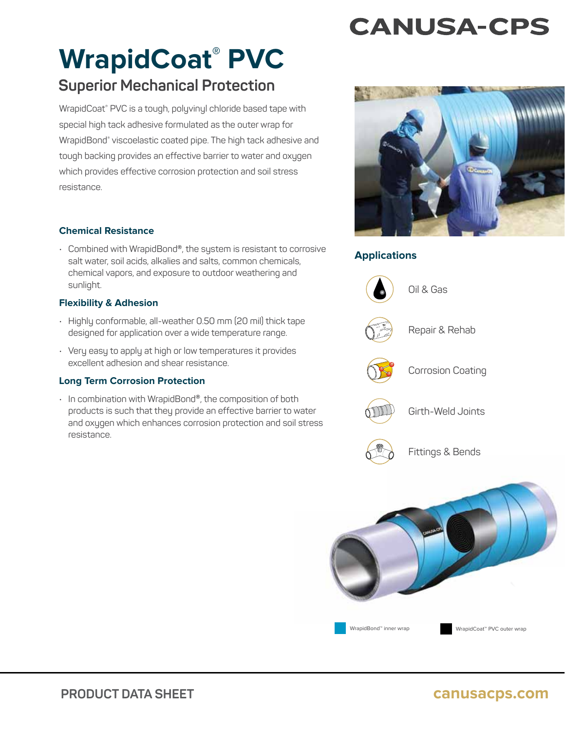CANUSA-CPS

# WrapidCoat® PVC

## Superior Mechanical Protection

WrapidCoat® PVC is a tough, polyvinyl chloride based tape with special high tack adhesive formulated as the outer wrap for WrapidBond® viscoelastic coated pipe. The high tack adhesive and tough backing provides an effective barrier to water and oxygen which provides effective corrosion protection and soil stress resistance.

### Chemical Resistance

- Combined with WrapidBond®, the system is resistant to corrosive salt water, soil acids, alkalies and salts, common chemicals, chemical vapors, and exposure to outdoor weathering and sunlight.

### Flexibility & Adhesion

- Highly conformable, all-weather 0.50 mm (20 mil) thick tape designed for application over a wide temperature range.
- Very easy to apply at high or low temperatures it provides excellent adhesion and shear resistance.

### Long Term Corrosion Protection

- In combination with WrapidBond®, the composition of both products is such that they provide an effective barrier to water and oxygen which enhances corrosion protection and soil stress resistance.

### Applications

- Oil & Gas
- Repair & Rehab
- Corrosion Coating
- Girth-Weld Joints
- Fittings & Bends

WrapidBond™ inner wrap

WrapidCoat™ PVC outer wrap

PRODUCT DATA SHEET

canusacps.com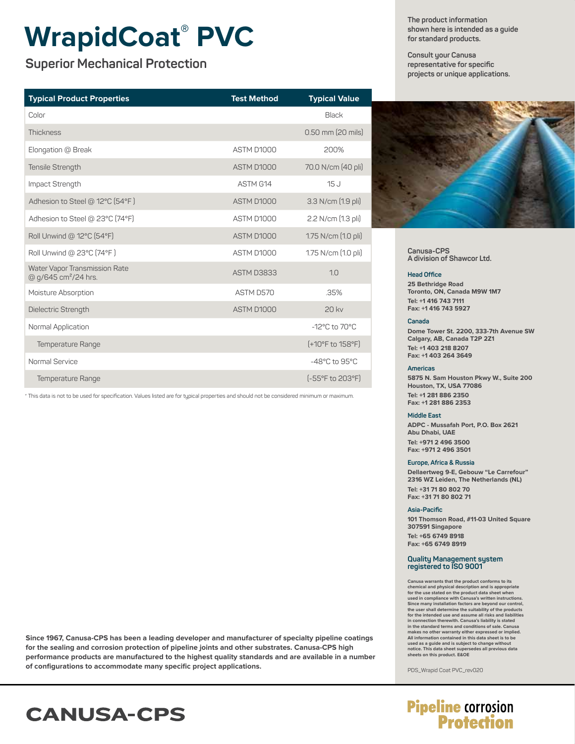# WrapidCoat® PVC

## Superior Mechanical Protection

| Typical Product Properties | Test Method | Typical Value |
|---|---|---|
| Color | | Black |
| Thickness | | 0.50 mm (20 mils) |
| Elongation @ Break | ASTM D1000 | 200% |
| Tensile Strength | ASTM D1000 | 70.0 N/cm (40 pli) |
| Impact Strength | ASTM G14 | 15 J |
| Adhesion to Steel @ 12°C (54°F ) | ASTM D1000 | 3.3 N/cm (1.9 pli) |
| Adhesion to Steel @ 23°C (74°F) | ASTM D1000 | 2.2 N/cm (1.3 pli) |
| Roll Unwind @ 12°C (54°F) | ASTM D1000 | 1.75 N/cm (1.0 pli) |
| Roll Unwind @ 23°C (74°F ) | ASTM D1000 | 1.75 N/cm (1.0 pli) |
| Water Vapor Transmission Rate @ g/645 cm²/24 hrs. | ASTM D3833 | 1.0 |
| Moisture Absorption | ASTM D570 | .35% |
| Dielectric Strength | ASTM D1000 | 20 kv |
| Normal Application | | -12°C to 70°C |
| Temperature Range | | (+10°F to 158°F) |
| Normal Service | | -48°C to 95°C |
| Temperature Range | | (-55°F to 203°F) |

* This data is not to be used for specification. Values listed are for typical properties and should not be considered minimum or maximum.

**Since 1967, Canusa-CPS has been a leading developer and manufacturer of specialty pipeline coatings for the sealing and corrosion protection of pipeline joints and other substrates. Canusa-CPS high performance products are manufactured to the highest quality standards and are available in a number of configurations to accommodate many specific project applications.**

The product information shown here is intended as a guide for standard products.

Consult your Canusa representative for specific projects or unique applications.

**Canusa-CPS**
**A division of Shawcor Ltd.**

**Head Office**
25 Bethridge Road
Toronto, ON, Canada M9W 1M7
Tel: +1 416 743 7111
Fax: +1 416 743 5927

**Canada**
Dome Tower St. 2200, 333-7th Avenue SW
Calgary, AB, Canada T2P 2Z1
Tel: +1 403 218 8207
Fax: +1 403 264 3649

**Americas**
5875 N. Sam Houston Pkwy W., Suite 200
Houston, TX, USA 77086
Tel: +1 281 886 2350
Fax: +1 281 886 2353

**Middle East**
ADPC - Mussafah Port, P.O. Box 2621
Abu Dhabi, UAE
Tel: +971 2 496 3500
Fax: +971 2 496 3501

**Europe, Africa & Russia**
Dellaertweg 9-E, Gebouw "Le Carrefour"
2316 WZ Leiden, The Netherlands (NL)
Tel: +31 71 80 802 70
Fax: +31 71 80 802 71

**Asia-Pacific**
101 Thomson Road, #11-03 United Square
307591 Singapore
Tel: +65 6749 8918
Fax: +65 6749 8919

**Quality Management system registered to ISO 9001**

Canusa warrants that the product conforms to its chemical and physical description and is appropriate for the use stated on the product data sheet when used in compliance with Canusa's written instructions. Since many installation factors are beyond our control, the user shall determine the suitability of the products for the intended use and assume all risks and liabilities in connection therewith. Canusa's liability is stated in the standard terms and conditions of sale. Canusa makes no other warranty either expressed or implied. All information contained in this data sheet is to be used as a guide and is subject to change without notice. This data sheet supersedes all previous data sheets on this product. E&OE

PDS_Wrapid Coat PVC_rev020

**CANUSA-CPS**

**Pipeline corrosion Protection**